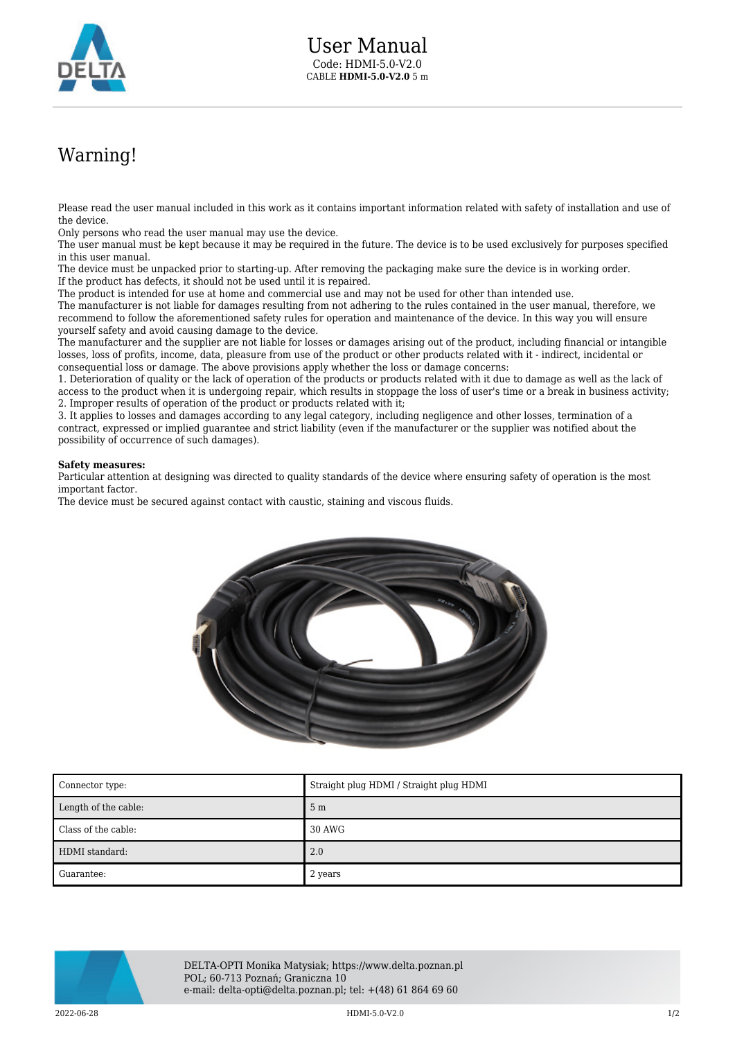# User Manual

Code: HDMI-5.0-V2.0
CABLE **HDMI-5.0-V2.0** 5 m

## Warning!

Please read the user manual included in this work as it contains important information related with safety of installation and use of the device.
Only persons who read the user manual may use the device.
The user manual must be kept because it may be required in the future. The device is to be used exclusively for purposes specified in this user manual.
The device must be unpacked prior to starting-up. After removing the packaging make sure the device is in working order.
If the product has defects, it should not be used until it is repaired.
The product is intended for use at home and commercial use and may not be used for other than intended use.
The manufacturer is not liable for damages resulting from not adhering to the rules contained in the user manual, therefore, we recommend to follow the aforementioned safety rules for operation and maintenance of the device. In this way you will ensure yourself safety and avoid causing damage to the device.
The manufacturer and the supplier are not liable for losses or damages arising out of the product, including financial or intangible losses, loss of profits, income, data, pleasure from use of the product or other products related with it - indirect, incidental or consequential loss or damage. The above provisions apply whether the loss or damage concerns:
1. Deterioration of quality or the lack of operation of the products or products related with it due to damage as well as the lack of access to the product when it is undergoing repair, which results in stoppage the loss of user's time or a break in business activity;
2. Improper results of operation of the product or products related with it;
3. It applies to losses and damages according to any legal category, including negligence and other losses, termination of a contract, expressed or implied guarantee and strict liability (even if the manufacturer or the supplier was notified about the possibility of occurrence of such damages).

**Safety measures:**
Particular attention at designing was directed to quality standards of the device where ensuring safety of operation is the most important factor.
The device must be secured against contact with caustic, staining and viscous fluids.

| | |
|---|---|
| Connector type: | Straight plug HDMI / Straight plug HDMI |
| Length of the cable: | 5 m |
| Class of the cable: | 30 AWG |
| HDMI standard: | 2.0 |
| Guarantee: | 2 years |

DELTA-OPTI Monika Matysiak; https://www.delta.poznan.pl
POL; 60-713 Poznań; Graniczna 10
e-mail: delta-opti@delta.poznan.pl; tel: +(48) 61 864 69 60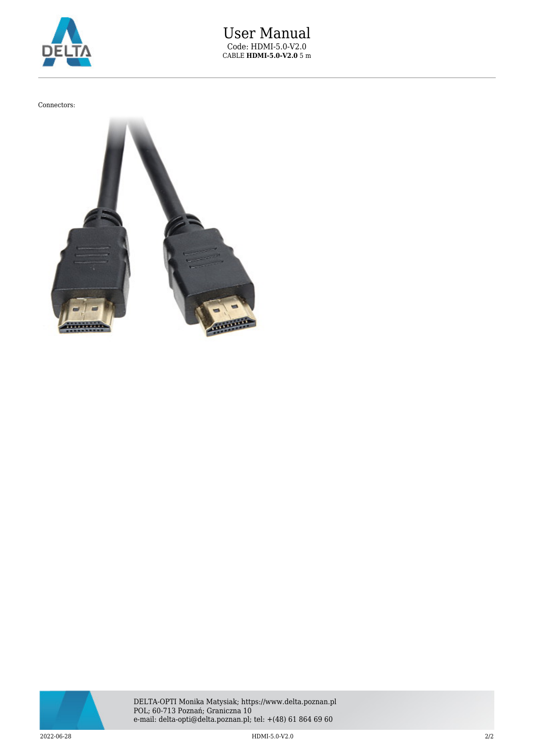Connectors: